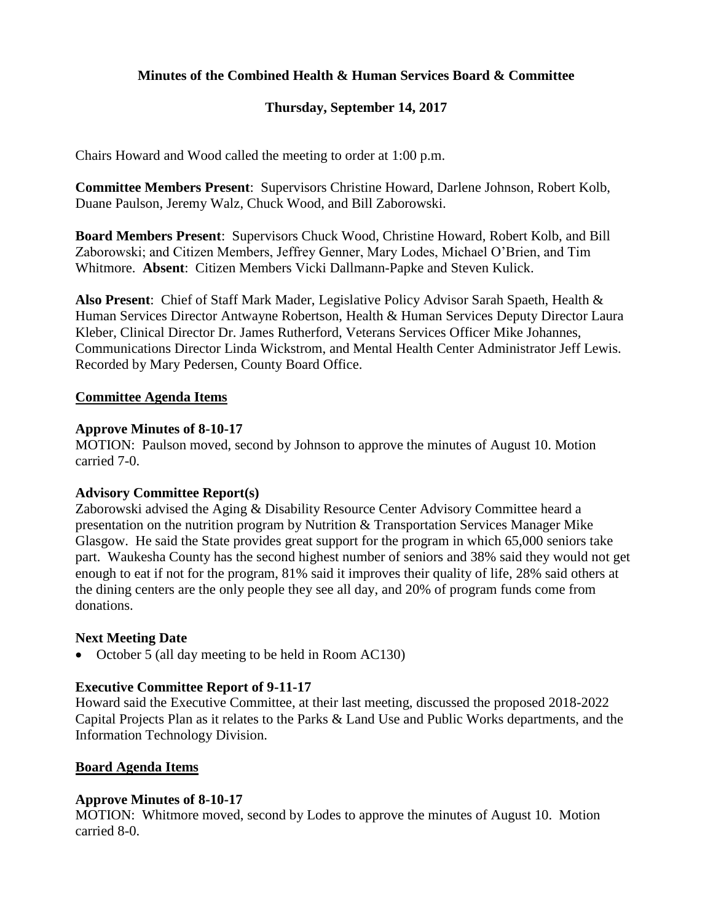# Minutes of the Combined Health & Human Services Board & Committee

## Thursday, September 14, 2017

Chairs Howard and Wood called the meeting to order at 1:00 p.m.

**Committee Members Present**: Supervisors Christine Howard, Darlene Johnson, Robert Kolb, Duane Paulson, Jeremy Walz, Chuck Wood, and Bill Zaborowski.

**Board Members Present**: Supervisors Chuck Wood, Christine Howard, Robert Kolb, and Bill Zaborowski; and Citizen Members, Jeffrey Genner, Mary Lodes, Michael O'Brien, and Tim Whitmore. **Absent**: Citizen Members Vicki Dallmann-Papke and Steven Kulick.

**Also Present**: Chief of Staff Mark Mader, Legislative Policy Advisor Sarah Spaeth, Health & Human Services Director Antwayne Robertson, Health & Human Services Deputy Director Laura Kleber, Clinical Director Dr. James Rutherford, Veterans Services Officer Mike Johannes, Communications Director Linda Wickstrom, and Mental Health Center Administrator Jeff Lewis. Recorded by Mary Pedersen, County Board Office.

### Committee Agenda Items

**Approve Minutes of 8-10-17**

MOTION: Paulson moved, second by Johnson to approve the minutes of August 10. Motion carried 7-0.

**Advisory Committee Report(s)**

Zaborowski advised the Aging & Disability Resource Center Advisory Committee heard a presentation on the nutrition program by Nutrition & Transportation Services Manager Mike Glasgow. He said the State provides great support for the program in which 65,000 seniors take part. Waukesha County has the second highest number of seniors and 38% said they would not get enough to eat if not for the program, 81% said it improves their quality of life, 28% said others at the dining centers are the only people they see all day, and 20% of program funds come from donations.

**Next Meeting Date**

- October 5 (all day meeting to be held in Room AC130)

**Executive Committee Report of 9-11-17**

Howard said the Executive Committee, at their last meeting, discussed the proposed 2018-2022 Capital Projects Plan as it relates to the Parks & Land Use and Public Works departments, and the Information Technology Division.

### Board Agenda Items

**Approve Minutes of 8-10-17**

MOTION: Whitmore moved, second by Lodes to approve the minutes of August 10. Motion carried 8-0.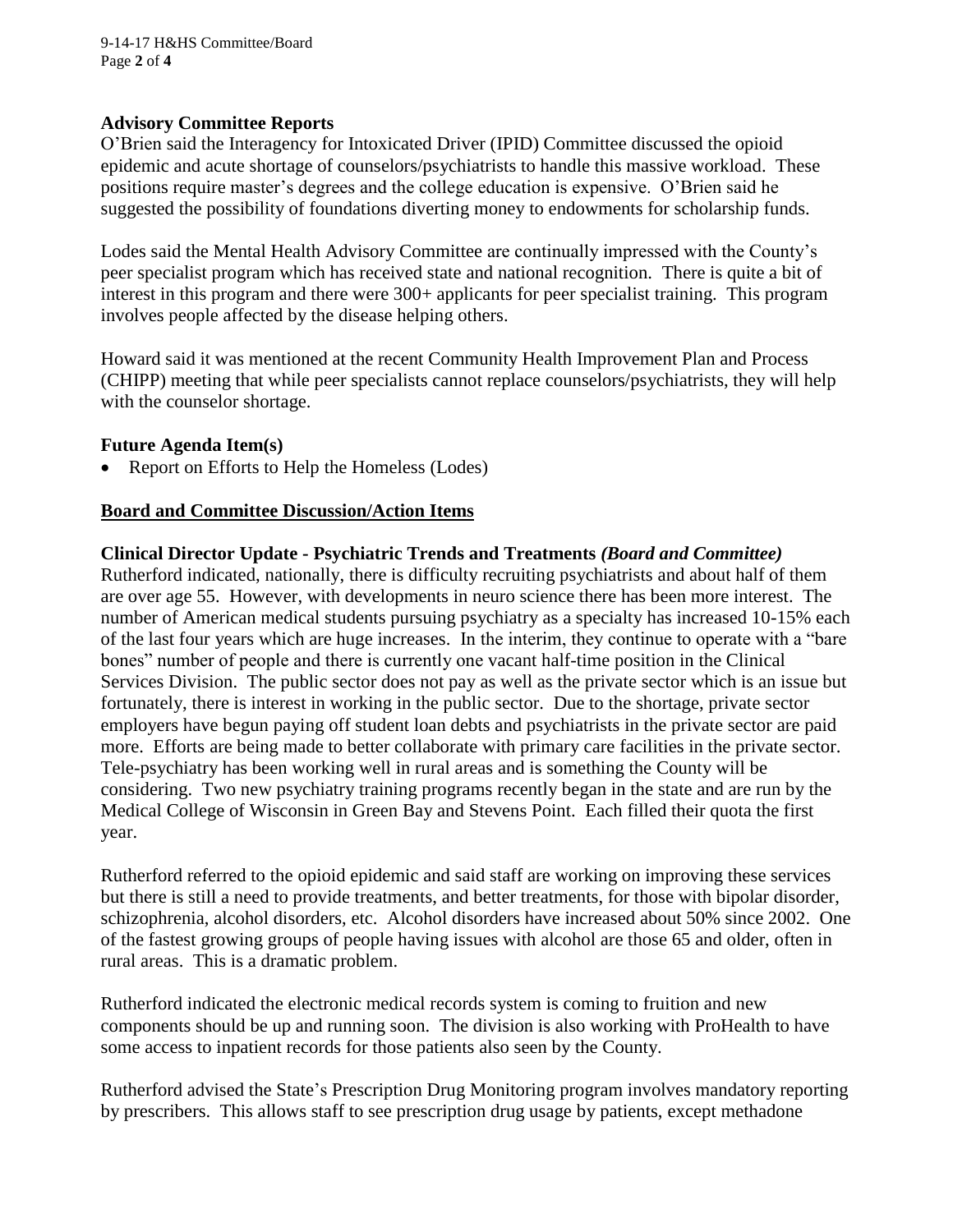### Advisory Committee Reports

O'Brien said the Interagency for Intoxicated Driver (IPID) Committee discussed the opioid epidemic and acute shortage of counselors/psychiatrists to handle this massive workload. These positions require master's degrees and the college education is expensive. O'Brien said he suggested the possibility of foundations diverting money to endowments for scholarship funds.

Lodes said the Mental Health Advisory Committee are continually impressed with the County's peer specialist program which has received state and national recognition. There is quite a bit of interest in this program and there were 300+ applicants for peer specialist training. This program involves people affected by the disease helping others.

Howard said it was mentioned at the recent Community Health Improvement Plan and Process (CHIPP) meeting that while peer specialists cannot replace counselors/psychiatrists, they will help with the counselor shortage.

### Future Agenda Item(s)

- Report on Efforts to Help the Homeless (Lodes)

## Board and Committee Discussion/Action Items

### Clinical Director Update - Psychiatric Trends and Treatments *(Board and Committee)*

Rutherford indicated, nationally, there is difficulty recruiting psychiatrists and about half of them are over age 55. However, with developments in neuro science there has been more interest. The number of American medical students pursuing psychiatry as a specialty has increased 10-15% each of the last four years which are huge increases. In the interim, they continue to operate with a "bare bones" number of people and there is currently one vacant half-time position in the Clinical Services Division. The public sector does not pay as well as the private sector which is an issue but fortunately, there is interest in working in the public sector. Due to the shortage, private sector employers have begun paying off student loan debts and psychiatrists in the private sector are paid more. Efforts are being made to better collaborate with primary care facilities in the private sector. Tele-psychiatry has been working well in rural areas and is something the County will be considering. Two new psychiatry training programs recently began in the state and are run by the Medical College of Wisconsin in Green Bay and Stevens Point. Each filled their quota the first year.

Rutherford referred to the opioid epidemic and said staff are working on improving these services but there is still a need to provide treatments, and better treatments, for those with bipolar disorder, schizophrenia, alcohol disorders, etc. Alcohol disorders have increased about 50% since 2002. One of the fastest growing groups of people having issues with alcohol are those 65 and older, often in rural areas. This is a dramatic problem.

Rutherford indicated the electronic medical records system is coming to fruition and new components should be up and running soon. The division is also working with ProHealth to have some access to inpatient records for those patients also seen by the County.

Rutherford advised the State's Prescription Drug Monitoring program involves mandatory reporting by prescribers. This allows staff to see prescription drug usage by patients, except methadone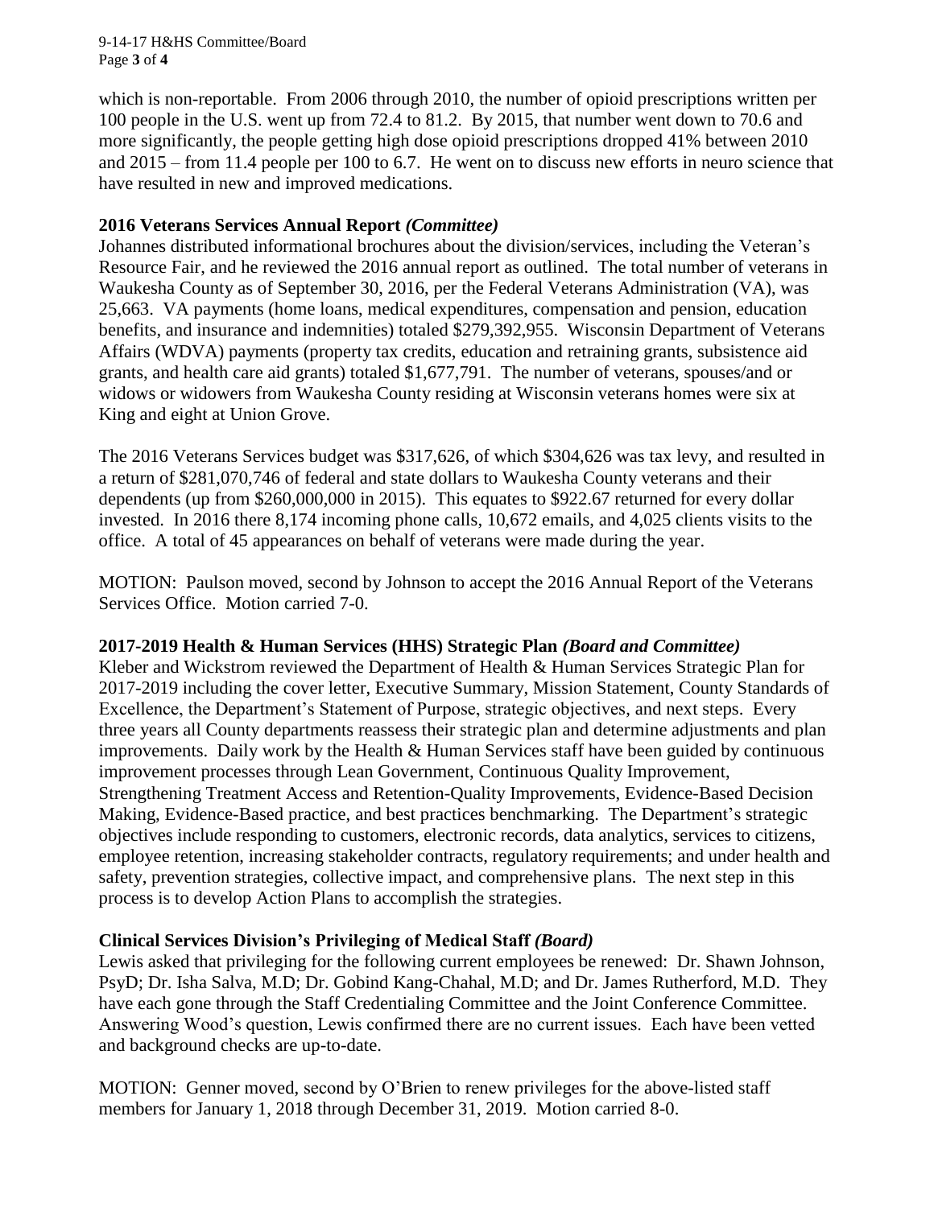which is non-reportable. From 2006 through 2010, the number of opioid prescriptions written per 100 people in the U.S. went up from 72.4 to 81.2. By 2015, that number went down to 70.6 and more significantly, the people getting high dose opioid prescriptions dropped 41% between 2010 and 2015 – from 11.4 people per 100 to 6.7. He went on to discuss new efforts in neuro science that have resulted in new and improved medications.

**2016 Veterans Services Annual Report *(Committee)***

Johannes distributed informational brochures about the division/services, including the Veteran's Resource Fair, and he reviewed the 2016 annual report as outlined. The total number of veterans in Waukesha County as of September 30, 2016, per the Federal Veterans Administration (VA), was 25,663. VA payments (home loans, medical expenditures, compensation and pension, education benefits, and insurance and indemnities) totaled $279,392,955. Wisconsin Department of Veterans Affairs (WDVA) payments (property tax credits, education and retraining grants, subsistence aid grants, and health care aid grants) totaled $1,677,791. The number of veterans, spouses/and or widows or widowers from Waukesha County residing at Wisconsin veterans homes were six at King and eight at Union Grove.

The 2016 Veterans Services budget was $317,626, of which $304,626 was tax levy, and resulted in a return of $281,070,746 of federal and state dollars to Waukesha County veterans and their dependents (up from $260,000,000 in 2015). This equates to $922.67 returned for every dollar invested. In 2016 there 8,174 incoming phone calls, 10,672 emails, and 4,025 clients visits to the office. A total of 45 appearances on behalf of veterans were made during the year.

MOTION: Paulson moved, second by Johnson to accept the 2016 Annual Report of the Veterans Services Office. Motion carried 7-0.

**2017-2019 Health & Human Services (HHS) Strategic Plan *(Board and Committee)***

Kleber and Wickstrom reviewed the Department of Health & Human Services Strategic Plan for 2017-2019 including the cover letter, Executive Summary, Mission Statement, County Standards of Excellence, the Department's Statement of Purpose, strategic objectives, and next steps. Every three years all County departments reassess their strategic plan and determine adjustments and plan improvements. Daily work by the Health & Human Services staff have been guided by continuous improvement processes through Lean Government, Continuous Quality Improvement, Strengthening Treatment Access and Retention-Quality Improvements, Evidence-Based Decision Making, Evidence-Based practice, and best practices benchmarking. The Department's strategic objectives include responding to customers, electronic records, data analytics, services to citizens, employee retention, increasing stakeholder contracts, regulatory requirements; and under health and safety, prevention strategies, collective impact, and comprehensive plans. The next step in this process is to develop Action Plans to accomplish the strategies.

**Clinical Services Division's Privileging of Medical Staff *(Board)***

Lewis asked that privileging for the following current employees be renewed: Dr. Shawn Johnson, PsyD; Dr. Isha Salva, M.D; Dr. Gobind Kang-Chahal, M.D; and Dr. James Rutherford, M.D. They have each gone through the Staff Credentialing Committee and the Joint Conference Committee. Answering Wood's question, Lewis confirmed there are no current issues. Each have been vetted and background checks are up-to-date.

MOTION: Genner moved, second by O'Brien to renew privileges for the above-listed staff members for January 1, 2018 through December 31, 2019. Motion carried 8-0.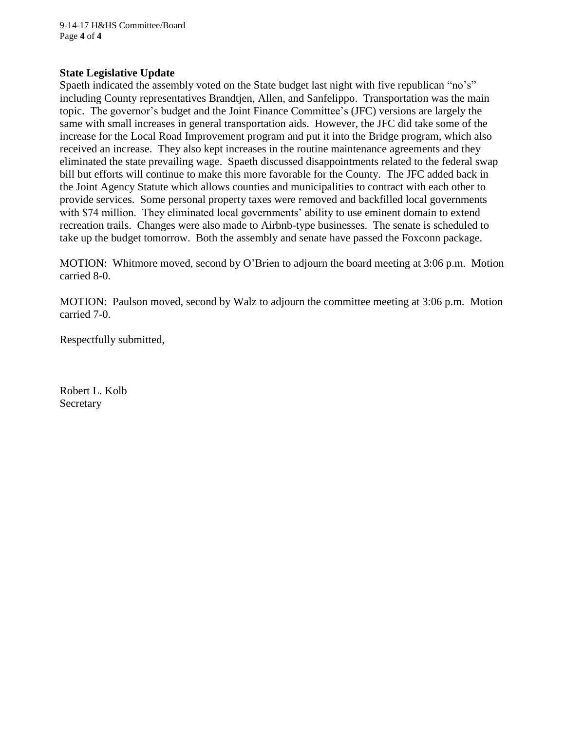**State Legislative Update**

Spaeth indicated the assembly voted on the State budget last night with five republican "no's" including County representatives Brandtjen, Allen, and Sanfelippo. Transportation was the main topic. The governor's budget and the Joint Finance Committee's (JFC) versions are largely the same with small increases in general transportation aids. However, the JFC did take some of the increase for the Local Road Improvement program and put it into the Bridge program, which also received an increase. They also kept increases in the routine maintenance agreements and they eliminated the state prevailing wage. Spaeth discussed disappointments related to the federal swap bill but efforts will continue to make this more favorable for the County. The JFC added back in the Joint Agency Statute which allows counties and municipalities to contract with each other to provide services. Some personal property taxes were removed and backfilled local governments with $74 million. They eliminated local governments' ability to use eminent domain to extend recreation trails. Changes were also made to Airbnb-type businesses. The senate is scheduled to take up the budget tomorrow. Both the assembly and senate have passed the Foxconn package.

MOTION: Whitmore moved, second by O'Brien to adjourn the board meeting at 3:06 p.m. Motion carried 8-0.

MOTION: Paulson moved, second by Walz to adjourn the committee meeting at 3:06 p.m. Motion carried 7-0.

Respectfully submitted,

Robert L. Kolb
Secretary